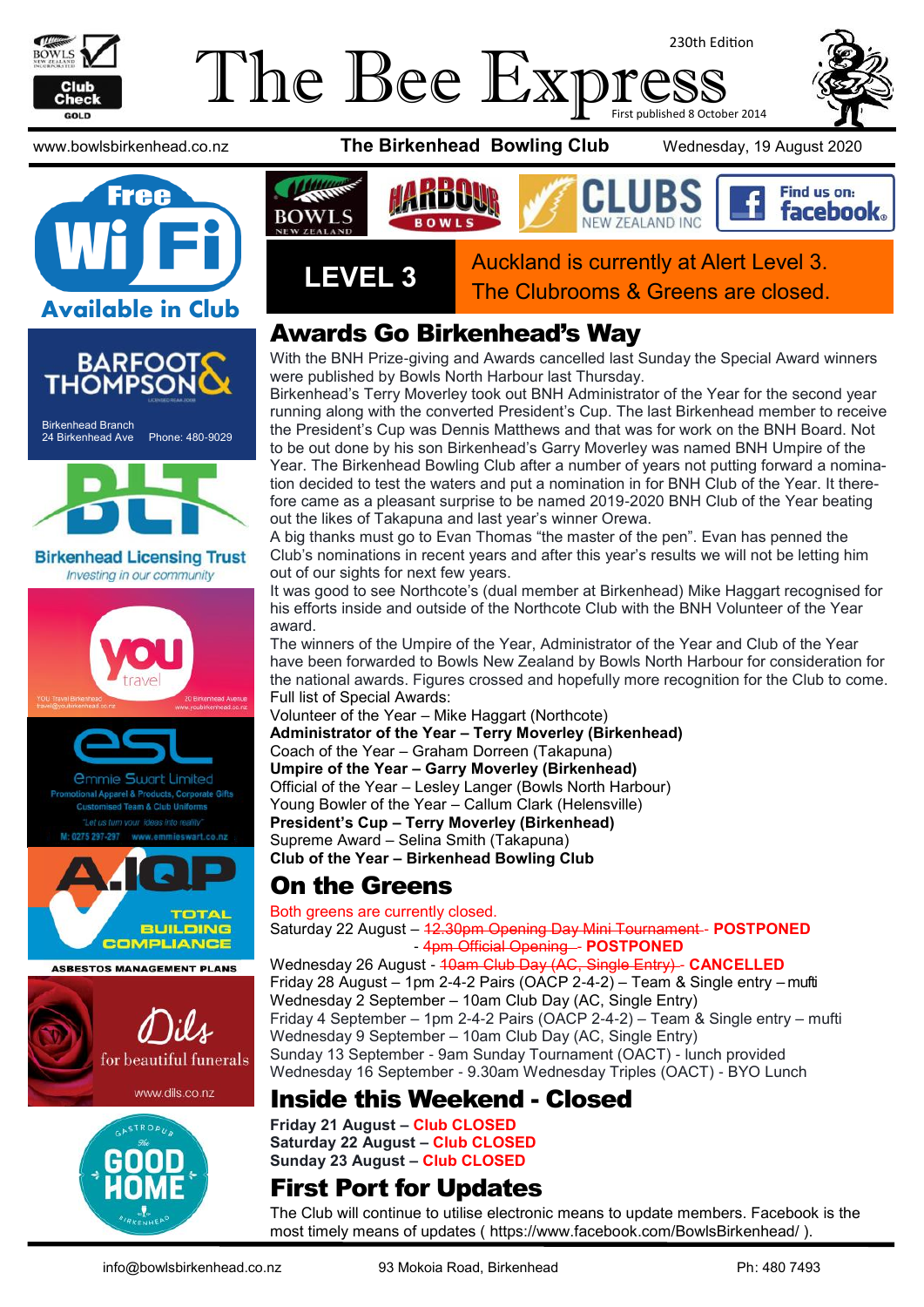# The Bee Express

230th Edition

First published 8 October 2014

www.bowlsbirkenhead.co.nz **The Birkenhead Bowling Club** Wednesday, 19 August 2020

Free WiFi Available in Club

Barfoot & Thompson
Birkenhead Branch
24 Birkenhead Ave Phone: 480-9029

Birkenhead Licensing Trust
*Investing in our community*

YOU Travel Birkenhead
travel@youbirkenhead.co.nz
20 Birkenhead Avenue
www.youbirkenhead.co.nz

Emmie Swart Limited
Promotional Apparel & Products, Corporate Gifts
Customised Team & Club Uniforms
"Let us turn your ideas into reality"
M: 0275 297-297 www.emmieswart.co.nz

A.IQP Total Building Compliance
Asbestos Management Plans

Dils for beautiful funerals
www.dils.co.nz

Gastropub The Good Home Birkenhead

**LEVEL 3**

Auckland is currently at Alert Level 3.
The Clubrooms & Greens are closed.

## Awards Go Birkenhead's Way

With the BNH Prize-giving and Awards cancelled last Sunday the Special Award winners were published by Bowls North Harbour last Thursday.

Birkenhead's Terry Moverley took out BNH Administrator of the Year for the second year running along with the converted President's Cup. The last Birkenhead member to receive the President's Cup was Dennis Matthews and that was for work on the BNH Board. Not to be out done by his son Birkenhead's Garry Moverley was named BNH Umpire of the Year. The Birkenhead Bowling Club after a number of years not putting forward a nomination decided to test the waters and put a nomination in for BNH Club of the Year. It therefore came as a pleasant surprise to be named 2019-2020 BNH Club of the Year beating out the likes of Takapuna and last year's winner Orewa.

A big thanks must go to Evan Thomas "the master of the pen". Evan has penned the Club's nominations in recent years and after this year's results we will not be letting him out of our sights for next few years.

It was good to see Northcote's (dual member at Birkenhead) Mike Haggart recognised for his efforts inside and outside of the Northcote Club with the BNH Volunteer of the Year award.

The winners of the Umpire of the Year, Administrator of the Year and Club of the Year have been forwarded to Bowls New Zealand by Bowls North Harbour for consideration for the national awards. Figures crossed and hopefully more recognition for the Club to come.

Full list of Special Awards:

Volunteer of the Year – Mike Haggart (Northcote)
**Administrator of the Year – Terry Moverley (Birkenhead)**
Coach of the Year – Graham Dorreen (Takapuna)
**Umpire of the Year – Garry Moverley (Birkenhead)**
Official of the Year – Lesley Langer (Bowls North Harbour)
Young Bowler of the Year – Callum Clark (Helensville)
**President's Cup – Terry Moverley (Birkenhead)**
Supreme Award – Selina Smith (Takapuna)
**Club of the Year – Birkenhead Bowling Club**

## On the Greens

Both greens are currently closed.

Saturday 22 August – ~~12.30pm Opening Day Mini Tournament~~ - **POSTPONED**
- ~~4pm Official Opening~~ - **POSTPONED**

Wednesday 26 August - ~~10am Club Day (AC, Single Entry)~~ - **CANCELLED**
Friday 28 August – 1pm 2-4-2 Pairs (OACP 2-4-2) – Team & Single entry – mufti
Wednesday 2 September – 10am Club Day (AC, Single Entry)
Friday 4 September – 1pm 2-4-2 Pairs (OACP 2-4-2) – Team & Single entry – mufti
Wednesday 9 September – 10am Club Day (AC, Single Entry)
Sunday 13 September - 9am Sunday Tournament (OACT) - lunch provided
Wednesday 16 September - 9.30am Wednesday Triples (OACT) - BYO Lunch

## Inside this Weekend - Closed

**Friday 21 August – Club CLOSED**
**Saturday 22 August – Club CLOSED**
**Sunday 23 August – Club CLOSED**

## First Port for Updates

The Club will continue to utilise electronic means to update members. Facebook is the most timely means of updates ( https://www.facebook.com/BowlsBirkenhead/ ).

info@bowlsbirkenhead.co.nz 93 Mokoia Road, Birkenhead Ph: 480 7493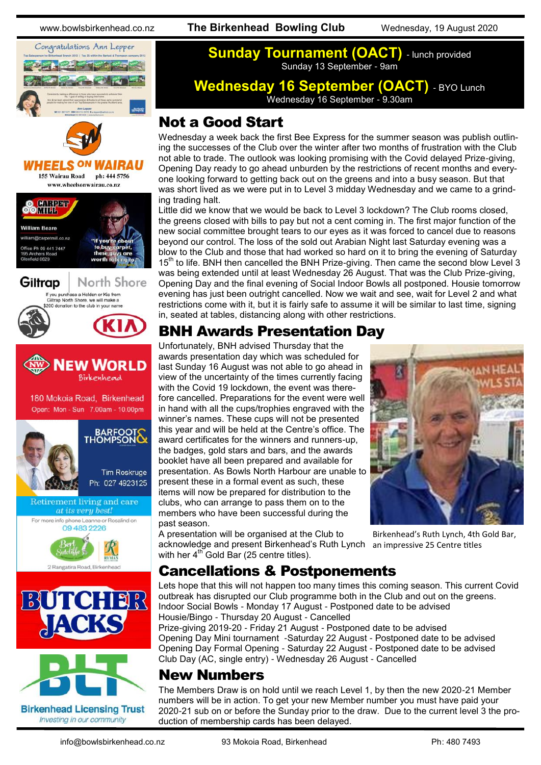**Sunday Tournament (OACT)** - lunch provided
Sunday 13 September - 9am

**Wednesday 16 September (OACT)** - BYO Lunch
Wednesday 16 September - 9.30am

## Not a Good Start

Wednesday a week back the first Bee Express for the summer season was publish outlining the successes of the Club over the winter after two months of frustration with the Club not able to trade. The outlook was looking promising with the Covid delayed Prize-giving, Opening Day ready to go ahead unburden by the restrictions of recent months and everyone looking forward to getting back out on the greens and into a busy season. But that was short lived as we were put in to Level 3 midday Wednesday and we came to a grinding trading halt.

Little did we know that we would be back to Level 3 lockdown? The Club rooms closed, the greens closed with bills to pay but not a cent coming in. The first major function of the new social committee brought tears to our eyes as it was forced to cancel due to reasons beyond our control. The loss of the sold out Arabian Night last Saturday evening was a blow to the Club and those that had worked so hard on it to bring the evening of Saturday 15th to life. BNH then cancelled the BNH Prize-giving. Then came the second blow Level 3 was being extended until at least Wednesday 26 August. That was the Club Prize-giving, Opening Day and the final evening of Social Indoor Bowls all postponed. Housie tomorrow evening has just been outright cancelled. Now we wait and see, wait for Level 2 and what restrictions come with it, but it is fairly safe to assume it will be similar to last time, signing in, seated at tables, distancing along with other restrictions.

## BNH Awards Presentation Day

Unfortunately, BNH advised Thursday that the awards presentation day which was scheduled for last Sunday 16 August was not able to go ahead in view of the uncertainty of the times currently facing with the Covid 19 lockdown, the event was therefore cancelled. Preparations for the event were well in hand with all the cups/trophies engraved with the winner's names. These cups will not be presented this year and will be held at the Centre's office. The award certificates for the winners and runners-up, the badges, gold stars and bars, and the awards booklet have all been prepared and available for presentation. As Bowls North Harbour are unable to present these in a formal event as such, these items will now be prepared for distribution to the clubs, who can arrange to pass them on to the members who have been successful during the past season.

A presentation will be organised at the Club to acknowledge and present Birkenhead's Ruth Lynch with her 4th Gold Bar (25 centre titles).

Birkenhead's Ruth Lynch, 4th Gold Bar, an impressive 25 Centre titles

## Cancellations & Postponements

Lets hope that this will not happen too many times this coming season. This current Covid outbreak has disrupted our Club programme both in the Club and out on the greens.

Indoor Social Bowls - Monday 17 August - Postponed date to be advised
Housie/Bingo - Thursday 20 August - Cancelled
Prize-giving 2019-20 - Friday 21 August - Postponed date to be advised
Opening Day Mini tournament -Saturday 22 August - Postponed date to be advised
Opening Day Formal Opening - Saturday 22 August - Postponed date to be advised
Club Day (AC, single entry) - Wednesday 26 August - Cancelled

## New Numbers

The Members Draw is on hold until we reach Level 1, by then the new 2020-21 Member numbers will be in action. To get your new Member number you must have paid your 2020-21 sub on or before the Sunday prior to the draw. Due to the current level 3 the production of membership cards has been delayed.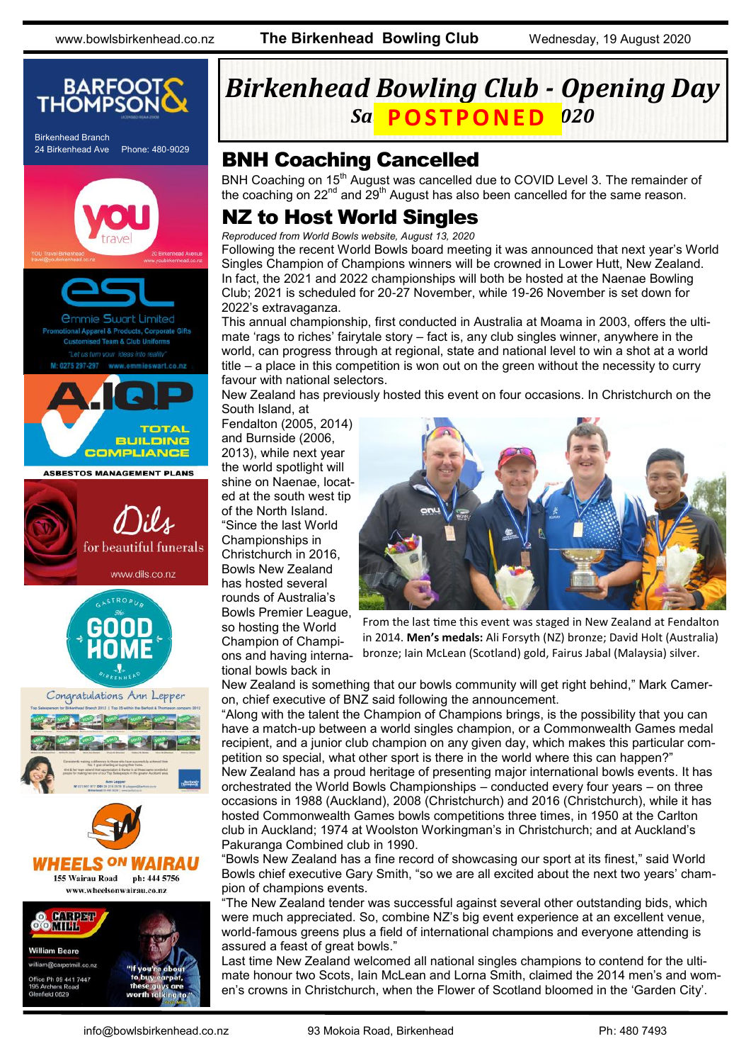# Birkenhead Bowling Club - Opening Day

**Sa POSTPONED 020**

## BNH Coaching Cancelled

BNH Coaching on 15th August was cancelled due to COVID Level 3. The remainder of the coaching on 22nd and 29th August has also been cancelled for the same reason.

## NZ to Host World Singles

*Reproduced from World Bowls website, August 13, 2020*

Following the recent World Bowls board meeting it was announced that next year's World Singles Champion of Champions winners will be crowned in Lower Hutt, New Zealand. In fact, the 2021 and 2022 championships will both be hosted at the Naenae Bowling Club; 2021 is scheduled for 20-27 November, while 19-26 November is set down for 2022's extravaganza.

This annual championship, first conducted in Australia at Moama in 2003, offers the ultimate 'rags to riches' fairytale story – fact is, any club singles winner, anywhere in the world, can progress through at regional, state and national level to win a shot at a world title – a place in this competition is won out on the green without the necessity to curry favour with national selectors.

New Zealand has previously hosted this event on four occasions. In Christchurch on the South Island, at Fendalton (2005, 2014) and Burnside (2006, 2013), while next year the world spotlight will shine on Naenae, located at the south west tip of the North Island.

"Since the last World Championships in Christchurch in 2016, Bowls New Zealand has hosted several rounds of Australia's Bowls Premier League, so hosting the World Champion of Champions and having international bowls back in New Zealand is something that our bowls community will get right behind," Mark Cameron, chief executive of BNZ said following the announcement.

From the last time this event was staged in New Zealand at Fendalton in 2014. **Men's medals:** Ali Forsyth (NZ) bronze; David Holt (Australia) bronze; Iain McLean (Scotland) gold, Fairus Jabal (Malaysia) silver.

"Along with the talent the Champion of Champions brings, is the possibility that you can have a match-up between a world singles champion, or a Commonwealth Games medal recipient, and a junior club champion on any given day, which makes this particular competition so special, what other sport is there in the world where this can happen?"

New Zealand has a proud heritage of presenting major international bowls events. It has orchestrated the World Bowls Championships – conducted every four years – on three occasions in 1988 (Auckland), 2008 (Christchurch) and 2016 (Christchurch), while it has hosted Commonwealth Games bowls competitions three times, in 1950 at the Carlton club in Auckland; 1974 at Woolston Workingman's in Christchurch; and at Auckland's Pakuranga Combined club in 1990.

"Bowls New Zealand has a fine record of showcasing our sport at its finest," said World Bowls chief executive Gary Smith, "so we are all excited about the next two years' champion of champions events.

"The New Zealand tender was successful against several other outstanding bids, which were much appreciated. So, combine NZ's big event experience at an excellent venue, world-famous greens plus a field of international champions and everyone attending is assured a feast of great bowls."

Last time New Zealand welcomed all national singles champions to contend for the ultimate honour two Scots, Iain McLean and Lorna Smith, claimed the 2014 men's and women's crowns in Christchurch, when the Flower of Scotland bloomed in the 'Garden City'.

Barfoot & Thompson, Birkenhead Branch, 24 Birkenhead Ave, Phone: 480-9029

YOU Travel Birkenhead, travel@youbirkenhead.co.nz, 20 Birkenhead Avenue, www.youbirkenhead.co.nz

Emmie Swart Limited — Promotional Apparel & Products, Corporate Gifts, Customised Team & Club Uniforms. "Let us turn your ideas into reality" M: 0275 297-297 www.emmieswart.co.nz

A.IQP — Total Building Compliance — Asbestos Management Plans

Dils for beautiful funerals — www.dils.co.nz

Gastropub The Good Home Birkenhead

Congratulations Ann Lepper

Wheels on Wairau — 155 Wairau Road, ph: 444 5756, www.wheelsonwairau.co.nz

Carpet Mill — William Beare, william@carpetmill.co.nz, Office Ph: 09 441 7447, 195 Archers Road, Glenfield 0629. "If you're about to buy carpet, these guys are worth talking to."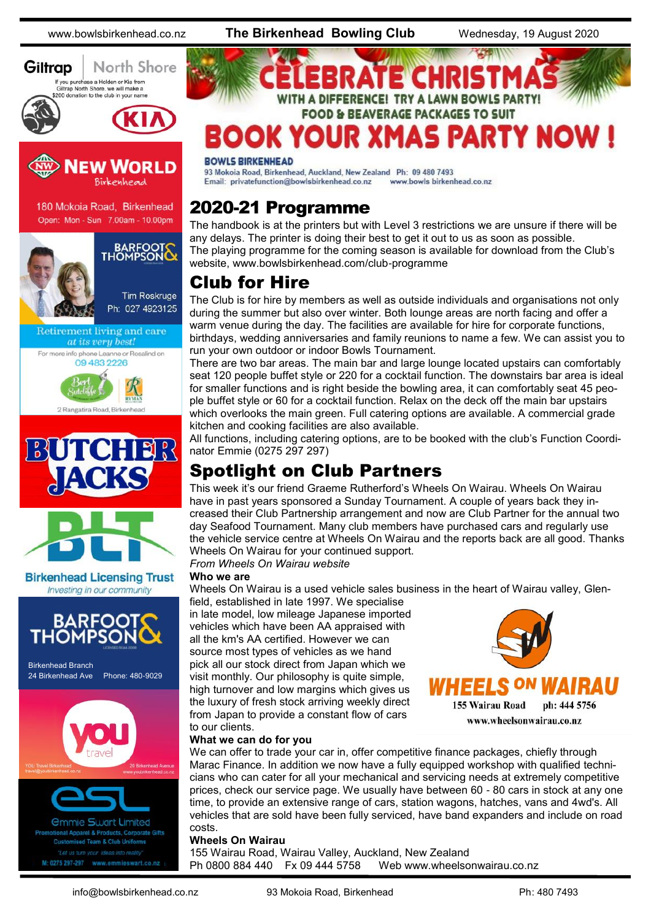# CELEBRATE CHRISTMAS

WITH A DIFFERENCE! TRY A LAWN BOWLS PARTY!

FOOD & BEVERAGE PACKAGES TO SUIT

# BOOK YOUR XMAS PARTY NOW !

**BOWLS BIRKENHEAD**

93 Mokoia Road, Birkenhead, Auckland, New Zealand Ph: 09 480 7493

Email: privatefunction@bowlsbirkenhead.co.nz www.bowls birkenhead.co.nz

## 2020-21 Programme

The handbook is at the printers but with Level 3 restrictions we are unsure if there will be any delays. The printer is doing their best to get it out to us as soon as possible.

The playing programme for the coming season is available for download from the Club's website, www.bowlsbirkenhead.com/club-programme

## Club for Hire

The Club is for hire by members as well as outside individuals and organisations not only during the summer but also over winter. Both lounge areas are north facing and offer a warm venue during the day. The facilities are available for hire for corporate functions, birthdays, wedding anniversaries and family reunions to name a few. We can assist you to run your own outdoor or indoor Bowls Tournament.

There are two bar areas. The main bar and large lounge located upstairs can comfortably seat 120 people buffet style or 220 for a cocktail function. The downstairs bar area is ideal for smaller functions and is right beside the bowling area, it can comfortably seat 45 people buffet style or 60 for a cocktail function. Relax on the deck off the main bar upstairs which overlooks the main green. Full catering options are available. A commercial grade kitchen and cooking facilities are also available.

All functions, including catering options, are to be booked with the club's Function Coordinator Emmie (0275 297 297)

## Spotlight on Club Partners

This week it's our friend Graeme Rutherford's Wheels On Wairau. Wheels On Wairau have in past years sponsored a Sunday Tournament. A couple of years back they increased their Club Partnership arrangement and now are Club Partner for the annual two day Seafood Tournament. Many club members have purchased cars and regularly use the vehicle service centre at Wheels On Wairau and the reports back are all good. Thanks Wheels On Wairau for your continued support.

*From Wheels On Wairau website*

**Who we are**

Wheels On Wairau is a used vehicle sales business in the heart of Wairau valley, Glenfield, established in late 1997. We specialise in late model, low mileage Japanese imported vehicles which have been AA appraised with all the km's AA certified. However we can source most types of vehicles as we hand pick all our stock direct from Japan which we visit monthly. Our philosophy is quite simple, high turnover and low margins which gives us the luxury of fresh stock arriving weekly direct from Japan to provide a constant flow of cars to our clients.

WHEELS ON WAIRAU

155 Wairau Road ph: 444 5756

www.wheelsonwairau.co.nz

**What we can do for you**

We can offer to trade your car in, offer competitive finance packages, chiefly through Marac Finance. In addition we now have a fully equipped workshop with qualified technicians who can cater for all your mechanical and servicing needs at extremely competitive prices, check our service page. We usually have between 60 - 80 cars in stock at any one time, to provide an extensive range of cars, station wagons, hatches, vans and 4wd's. All vehicles that are sold have been fully serviced, have band expanders and include on road costs.

**Wheels On Wairau**

155 Wairau Road, Wairau Valley, Auckland, New Zealand

Ph 0800 884 440 Fx 09 444 5758 Web www.wheelsonwairau.co.nz

---

Giltrap North Shore

If you purchase a Holden or Kia from Giltrap North Shore, we will make a $200 donation to the club in your name

KIA

NEW WORLD Birkenhead

180 Mokoia Road, Birkenhead

Open: Mon - Sun 7.00am - 10.00pm

BARFOOT & THOMPSON

Tim Roskruge

Ph: 027 4923125

Retirement living and care *at its very best!*

For more info phone Leanne or Rosalind on 09 483 2226

Bert Sutcliffe RYMAN

2 Rangatira Road, Birkenhead

BUTCHER JACKS

BLT

Birkenhead Licensing Trust

*Investing in our community*

BARFOOT & THOMPSON

Birkenhead Branch

24 Birkenhead Ave Phone: 480-9029

you travel

YOU Travel Birkenhead 20 Birkenhead Avenue

travel@youbirkenhead.co.nz www.youbirkenhead.co.nz

esl

Emmie Swart Limited

Promotional Apparel & Products, Corporate Gifts

Customised Team & Club Uniforms

"Let us turn your ideas into reality"

M: 0275 297-297 www.emmieswart.co.nz